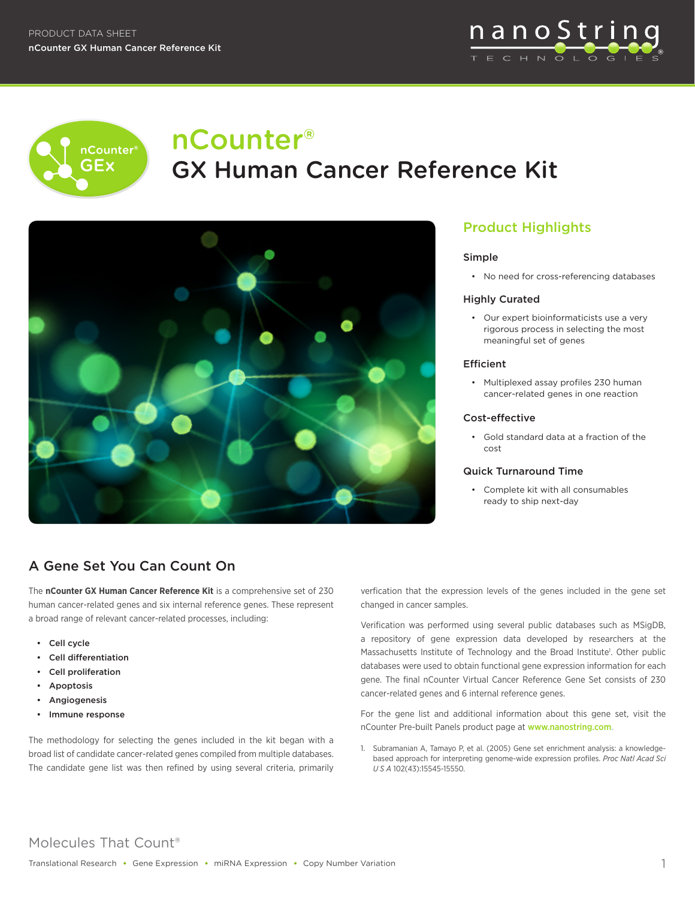PRODUCT DATA SHEET
nCounter GX Human Cancer Reference Kit

# nCounter® GX Human Cancer Reference Kit

## Product Highlights

### Simple

- No need for cross-referencing databases

### Highly Curated

- Our expert bioinformaticists use a very rigorous process in selecting the most meaningful set of genes

### Efficient

- Multiplexed assay profiles 230 human cancer-related genes in one reaction

### Cost-effective

- Gold standard data at a fraction of the cost

### Quick Turnaround Time

- Complete kit with all consumables ready to ship next-day

## A Gene Set You Can Count On

The **nCounter GX Human Cancer Reference Kit** is a comprehensive set of 230 human cancer-related genes and six internal reference genes. These represent a broad range of relevant cancer-related processes, including:

- **Cell cycle**
- **Cell differentiation**
- **Cell proliferation**
- **Apoptosis**
- **Angiogenesis**
- **Immune response**

The methodology for selecting the genes included in the kit began with a broad list of candidate cancer-related genes compiled from multiple databases. The candidate gene list was then refined by using several criteria, primarily verfication that the expression levels of the genes included in the gene set changed in cancer samples.

Verification was performed using several public databases such as MSigDB, a repository of gene expression data developed by researchers at the Massachusetts Institute of Technology and the Broad Institute[1]. Other public databases were used to obtain functional gene expression information for each gene. The final nCounter Virtual Cancer Reference Gene Set consists of 230 cancer-related genes and 6 internal reference genes.

For the gene list and additional information about this gene set, visit the nCounter Pre-built Panels product page at www.nanostring.com.

1. Subramanian A, Tamayo P, et al. (2005) Gene set enrichment analysis: a knowledge-based approach for interpreting genome-wide expression profiles. *Proc Natl Acad Sci U S A* 102(43):15545-15550.

Molecules That Count®

Translational Research • Gene Expression • miRNA Expression • Copy Number Variation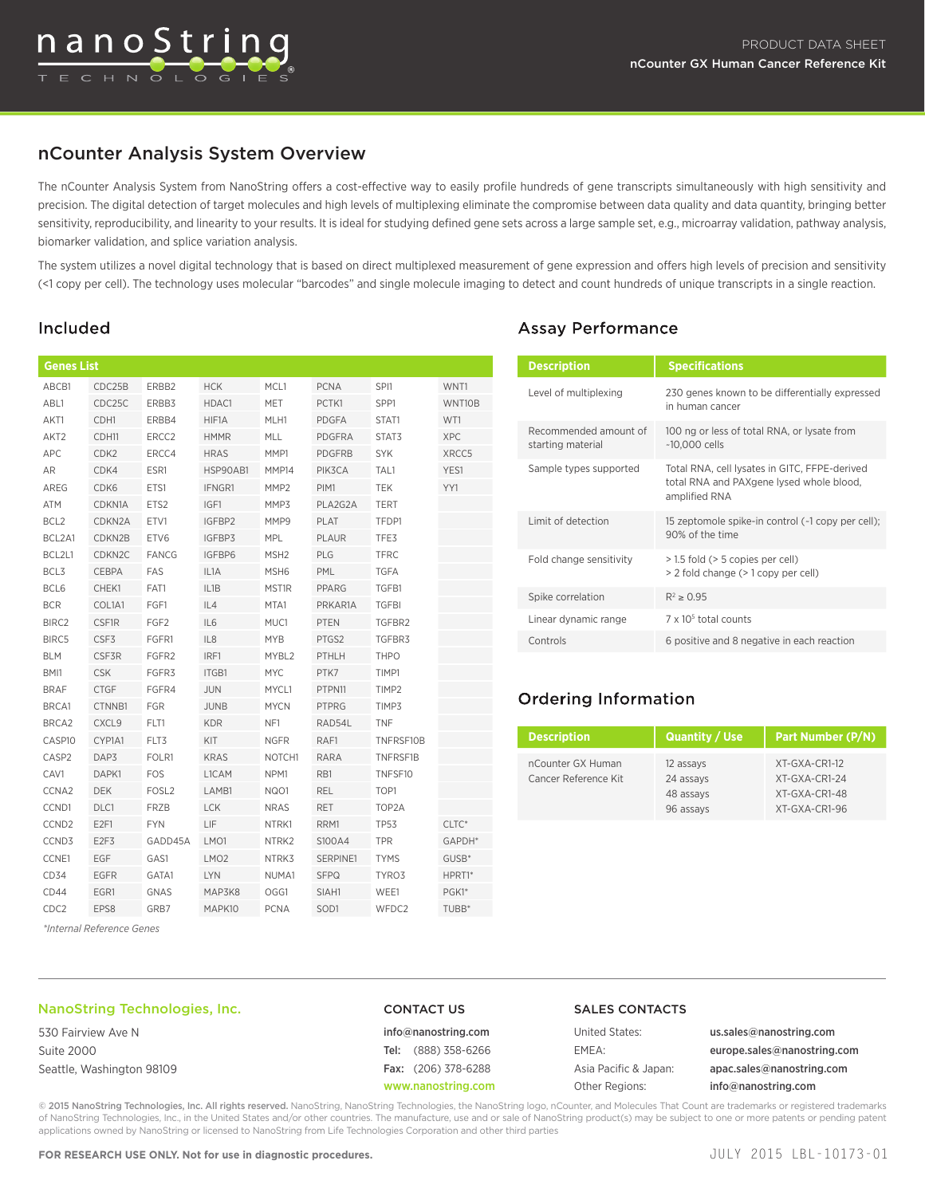PRODUCT DATA SHEET

nCounter GX Human Cancer Reference Kit

## nCounter Analysis System Overview

The nCounter Analysis System from NanoString offers a cost-effective way to easily profile hundreds of gene transcripts simultaneously with high sensitivity and precision. The digital detection of target molecules and high levels of multiplexing eliminate the compromise between data quality and data quantity, bringing better sensitivity, reproducibility, and linearity to your results. It is ideal for studying defined gene sets across a large sample set, e.g., microarray validation, pathway analysis, biomarker validation, and splice variation analysis.

The system utilizes a novel digital technology that is based on direct multiplexed measurement of gene expression and offers high levels of precision and sensitivity (<1 copy per cell). The technology uses molecular "barcodes" and single molecule imaging to detect and count hundreds of unique transcripts in a single reaction.

## Included

| Genes List | | | | | | | | |
|---|---|---|---|---|---|---|---|---|
| ABCB1 | CDC25B | ERBB2 | HCK | MCL1 | PCNA | SPI1 | WNT1 |
| ABL1 | CDC25C | ERBB3 | HDAC1 | MET | PCTK1 | SPP1 | WNT10B |
| AKT1 | CDH1 | ERBB4 | HIF1A | MLH1 | PDGFA | STAT1 | WT1 |
| AKT2 | CDH11 | ERCC2 | HMMR | MLL | PDGFRA | STAT3 | XPC |
| APC | CDK2 | ERCC4 | HRAS | MMP1 | PDGFRB | SYK | XRCC5 |
| AR | CDK4 | ESR1 | HSP90AB1 | MMP14 | PIK3CA | TAL1 | YES1 |
| AREG | CDK6 | ETS1 | IFNGR1 | MMP2 | PIM1 | TEK | YY1 |
| ATM | CDKN1A | ETS2 | IGF1 | MMP3 | PLA2G2A | TERT | |
| BCL2 | CDKN2A | ETV1 | IGFBP2 | MMP9 | PLAT | TFDP1 | |
| BCL2A1 | CDKN2B | ETV6 | IGFBP3 | MPL | PLAUR | TFE3 | |
| BCL2L1 | CDKN2C | FANCG | IGFBP6 | MSH2 | PLG | TFRC | |
| BCL3 | CEBPA | FAS | IL1A | MSH6 | PML | TGFA | |
| BCL6 | CHEK1 | FAT1 | IL1B | MST1R | PPARG | TGFB1 | |
| BCR | COL1A1 | FGF1 | IL4 | MTA1 | PRKAR1A | TGFBI | |
| BIRC2 | CSF1R | FGF2 | IL6 | MUC1 | PTEN | TGFBR2 | |
| BIRC5 | CSF3 | FGFR1 | IL8 | MYB | PTGS2 | TGFBR3 | |
| BLM | CSF3R | FGFR2 | IRF1 | MYBL2 | PTHLH | THPO | |
| BMI1 | CSK | FGFR3 | ITGB1 | MYC | PTK7 | TIMP1 | |
| BRAF | CTGF | FGFR4 | JUN | MYCL1 | PTPN11 | TIMP2 | |
| BRCA1 | CTNNB1 | FGR | JUNB | MYCN | PTPRG | TIMP3 | |
| BRCA2 | CXCL9 | FLT1 | KDR | NF1 | RAD54L | TNF | |
| CASP10 | CYP1A1 | FLT3 | KIT | NGFR | RAF1 | TNFRSF10B | |
| CASP2 | DAP3 | FOLR1 | KRAS | NOTCH1 | RARA | TNFRSF1B | |
| CAV1 | DAPK1 | FOS | L1CAM | NPM1 | RB1 | TNFSF10 | |
| CCNA2 | DEK | FOSL2 | LAMB1 | NQO1 | REL | TOP1 | |
| CCND1 | DLC1 | FRZB | LCK | NRAS | RET | TOP2A | |
| CCND2 | E2F1 | FYN | LIF | NTRK1 | RRM1 | TP53 | CLTC* |
| CCND3 | E2F3 | GADD45A | LMO1 | NTRK2 | S100A4 | TPR | GAPDH* |
| CCNE1 | EGF | GAS1 | LMO2 | NTRK3 | SERPINE1 | TYMS | GUSB* |
| CD34 | EGFR | GATA1 | LYN | NUMA1 | SFPQ | TYRO3 | HPRT1* |
| CD44 | EGR1 | GNAS | MAP3K8 | OGG1 | SIAH1 | WEE1 | PGK1* |
| CDC2 | EPS8 | GRB7 | MAPK10 | PCNA | SOD1 | WFDC2 | TUBB* |

*Internal Reference Genes*

## Assay Performance

| Description | Specifications |
|---|---|
| Level of multiplexing | 230 genes known to be differentially expressed in human cancer |
| Recommended amount of starting material | 100 ng or less of total RNA, or lysate from ~10,000 cells |
| Sample types supported | Total RNA, cell lysates in GITC, FFPE-derived total RNA and PAXgene lysed whole blood, amplified RNA |
| Limit of detection | 15 zeptomole spike-in control (~1 copy per cell); 90% of the time |
| Fold change sensitivity | > 1.5 fold (> 5 copies per cell)<br>> 2 fold change (> 1 copy per cell) |
| Spike correlation | $R^2 \geq 0.95$ |
| Linear dynamic range | $7 \times 10^5$ total counts |
| Controls | 6 positive and 8 negative in each reaction |

## Ordering Information

| Description | Quantity / Use | Part Number (P/N) |
|---|---|---|
| nCounter GX Human Cancer Reference Kit | 12 assays<br>24 assays<br>48 assays<br>96 assays | XT-GXA-CR1-12<br>XT-GXA-CR1-24<br>XT-GXA-CR1-48<br>XT-GXA-CR1-96 |

**NanoString Technologies, Inc.**

530 Fairview Ave N
Suite 2000
Seattle, Washington 98109

**CONTACT US**

info@nanostring.com
**Tel:** (888) 358-6266
**Fax:** (206) 378-6288
www.nanostring.com

**SALES CONTACTS**

United States: us.sales@nanostring.com
EMEA: europe.sales@nanostring.com
Asia Pacific & Japan: apac.sales@nanostring.com
Other Regions: info@nanostring.com

**© 2015 NanoString Technologies, Inc. All rights reserved.** NanoString, NanoString Technologies, the NanoString logo, nCounter, and Molecules That Count are trademarks or registered trademarks of NanoString Technologies, Inc., in the United States and/or other countries. The manufacture, use and or sale of NanoString product(s) may be subject to one or more patents or pending patent applications owned by NanoString or licensed to NanoString from Life Technologies Corporation and other third parties

**FOR RESEARCH USE ONLY. Not for use in diagnostic procedures.**

JULY 2015 LBL-10173-01